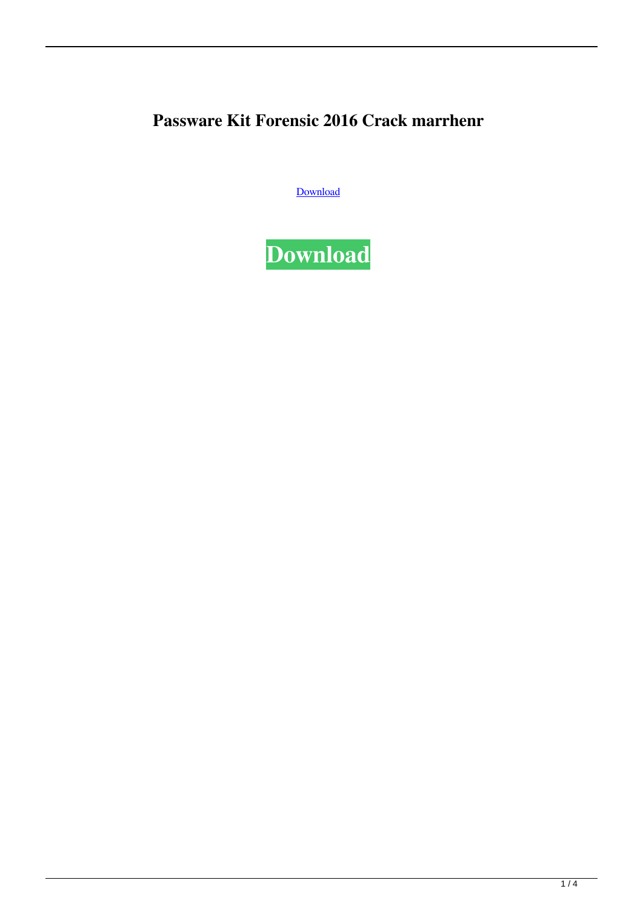# Passware Kit Forensic 2016 Crack marrhenr

Download

**Download**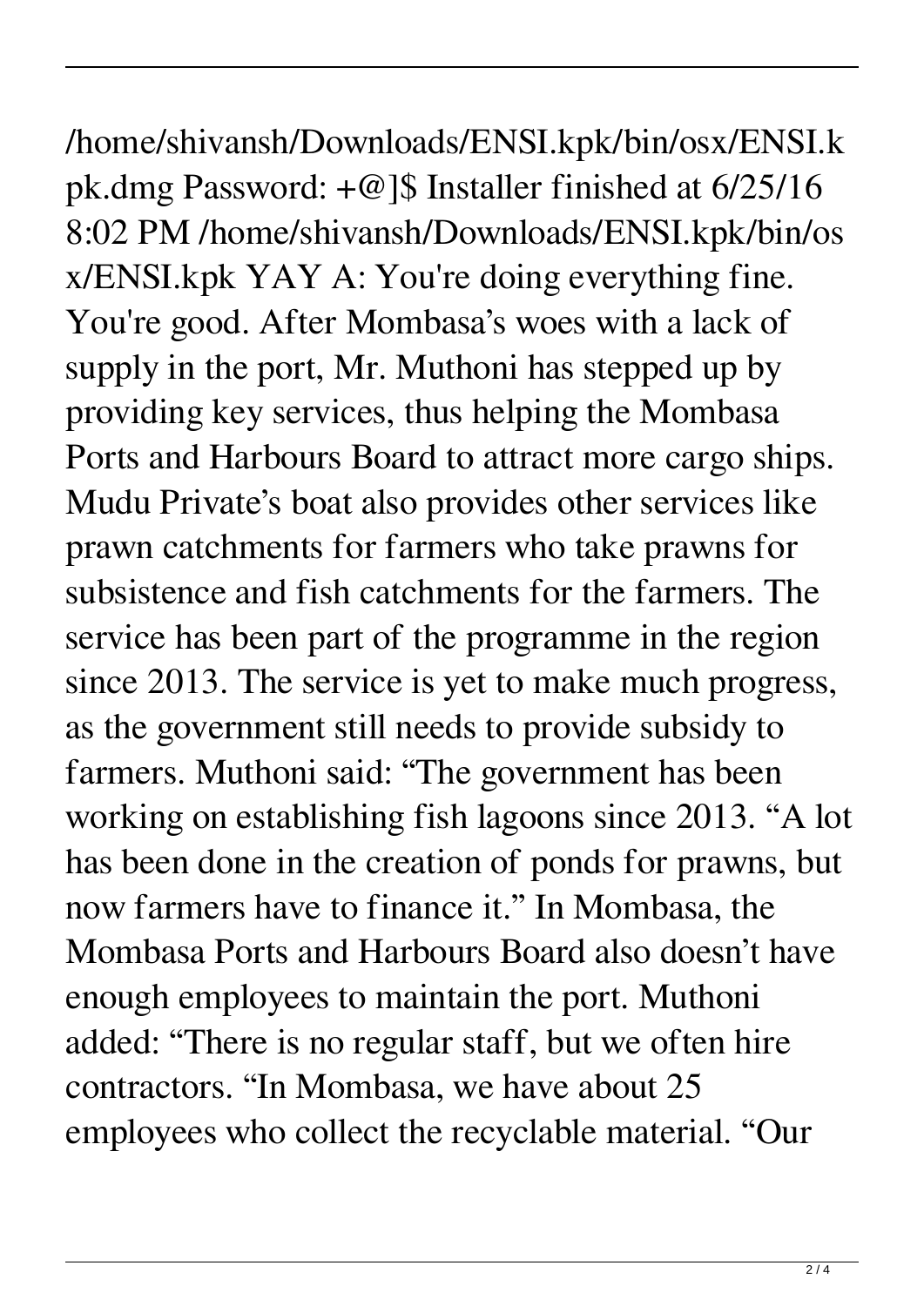/home/shivansh/Downloads/ENSI.kpk/bin/osx/ENSI.kpk.dmg Password: +@]$ Installer finished at 6/25/16 8:02 PM /home/shivansh/Downloads/ENSI.kpk/bin/osx/ENSI.kpk YAY A: You're doing everything fine. You're good. After Mombasa's woes with a lack of supply in the port, Mr. Muthoni has stepped up by providing key services, thus helping the Mombasa Ports and Harbours Board to attract more cargo ships. Mudu Private's boat also provides other services like prawn catchments for farmers who take prawns for subsistence and fish catchments for the farmers. The service has been part of the programme in the region since 2013. The service is yet to make much progress, as the government still needs to provide subsidy to farmers. Muthoni said: "The government has been working on establishing fish lagoons since 2013. "A lot has been done in the creation of ponds for prawns, but now farmers have to finance it." In Mombasa, the Mombasa Ports and Harbours Board also doesn't have enough employees to maintain the port. Muthoni added: "There is no regular staff, but we often hire contractors. "In Mombasa, we have about 25 employees who collect the recyclable material. "Our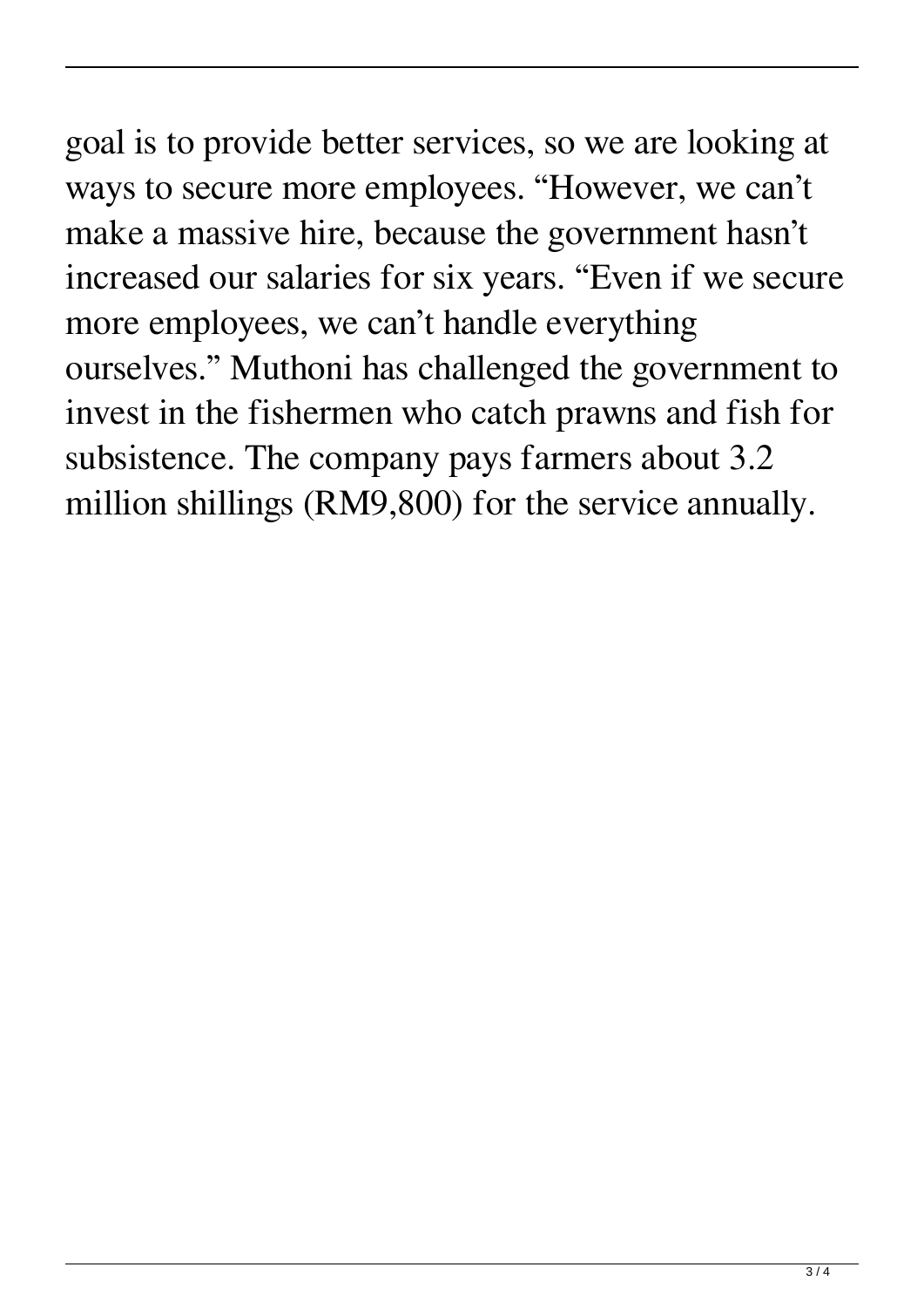goal is to provide better services, so we are looking at ways to secure more employees. “However, we can’t make a massive hire, because the government hasn’t increased our salaries for six years. “Even if we secure more employees, we can’t handle everything ourselves.” Muthoni has challenged the government to invest in the fishermen who catch prawns and fish for subsistence. The company pays farmers about 3.2 million shillings (RM9,800) for the service annually.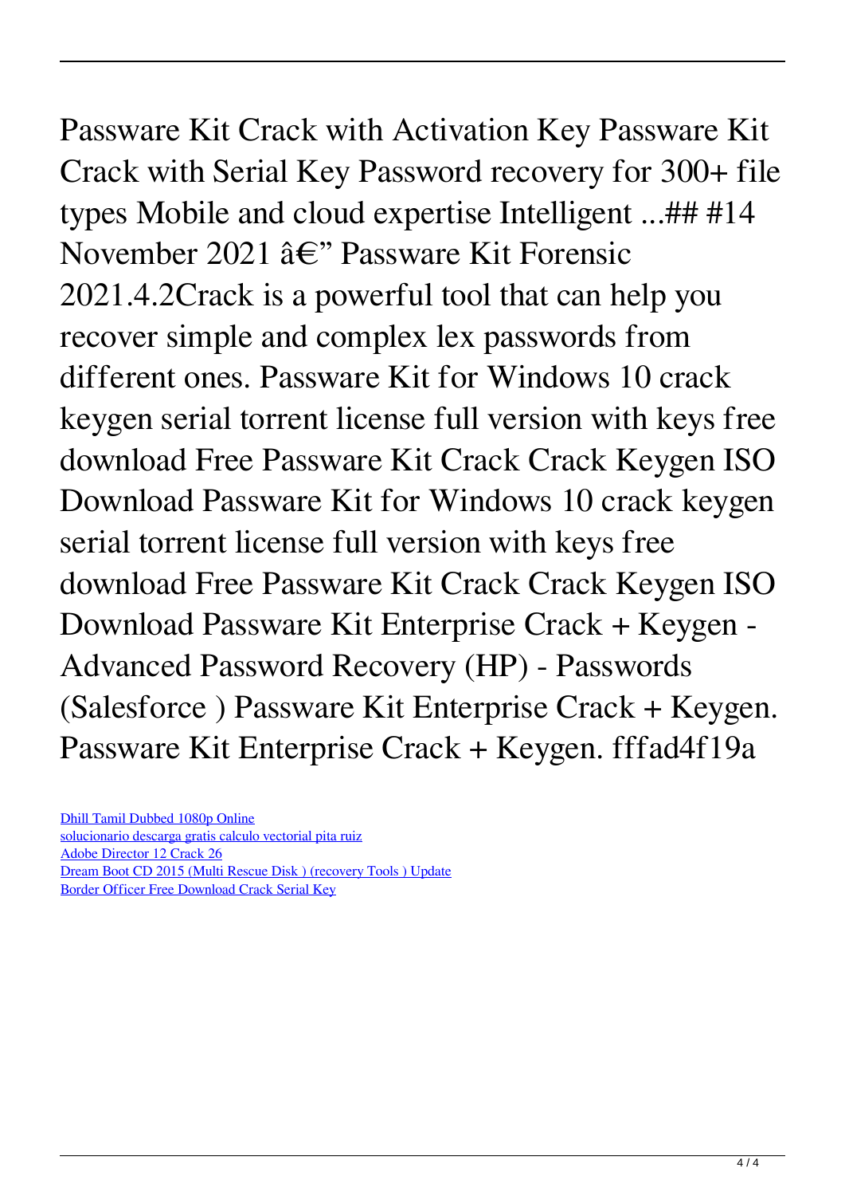Passware Kit Crack with Activation Key Passware Kit Crack with Serial Key Password recovery for 300+ file types Mobile and cloud expertise Intelligent ...## #14 November 2021 â€” Passware Kit Forensic 2021.4.2Crack is a powerful tool that can help you recover simple and complex lex passwords from different ones. Passware Kit for Windows 10 crack keygen serial torrent license full version with keys free download Free Passware Kit Crack Crack Keygen ISO Download Passware Kit for Windows 10 crack keygen serial torrent license full version with keys free download Free Passware Kit Crack Crack Keygen ISO Download Passware Kit Enterprise Crack + Keygen - Advanced Password Recovery (HP) - Passwords (Salesforce ) Passware Kit Enterprise Crack + Keygen. Passware Kit Enterprise Crack + Keygen. fffad4f19a

Dhill Tamil Dubbed 1080p Online
solucionario descarga gratis calculo vectorial pita ruiz
Adobe Director 12 Crack 26
Dream Boot CD 2015 (Multi Rescue Disk ) (recovery Tools ) Update
Border Officer Free Download Crack Serial Key